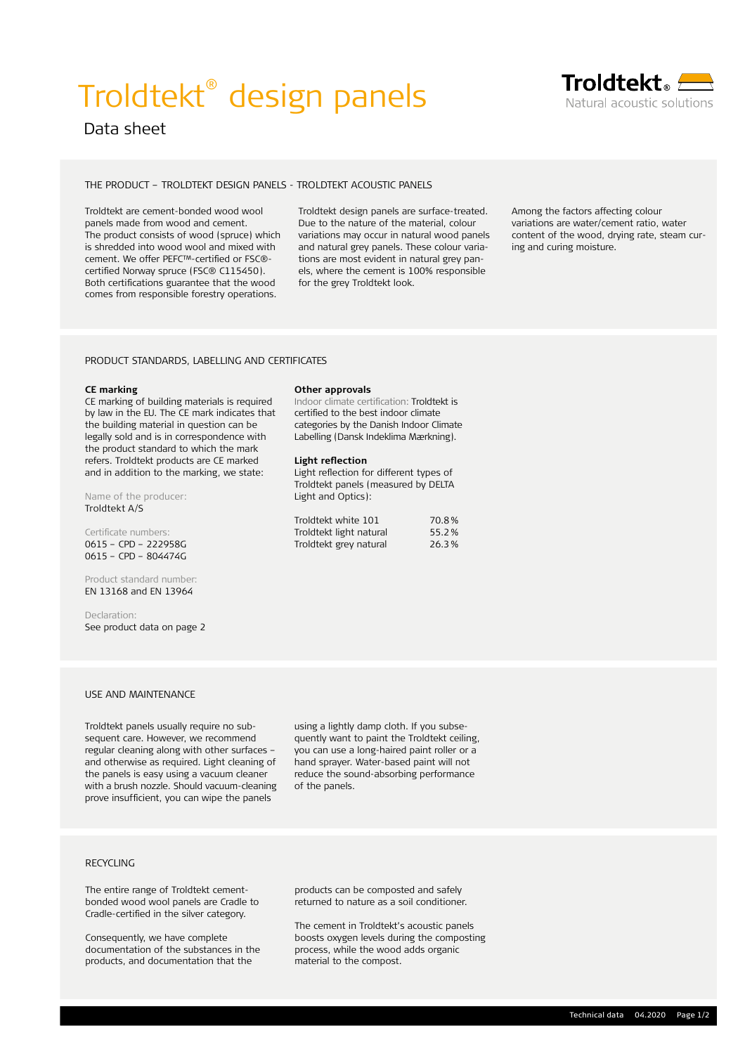# Troldtekt® design panels

Data sheet

Troldtekt® Natural acoustic solutions

## THE PRODUCT – TROLDTEKT DESIGN PANELS - TROLDTEKT ACOUSTIC PANELS

Troldtekt are cement-bonded wood wool panels made from wood and cement. The product consists of wood (spruce) which is shredded into wood wool and mixed with cement. We offer PEFC™-certified or FSC®-certified Norway spruce (FSC® C115450). Both certifications guarantee that the wood comes from responsible forestry operations.

Troldtekt design panels are surface-treated. Due to the nature of the material, colour variations may occur in natural wood panels and natural grey panels. These colour variations are most evident in natural grey panels, where the cement is 100% responsible for the grey Troldtekt look.

Among the factors affecting colour variations are water/cement ratio, water content of the wood, drying rate, steam curing and curing moisture.

## PRODUCT STANDARDS, LABELLING AND CERTIFICATES

**CE marking**
CE marking of building materials is required by law in the EU. The CE mark indicates that the building material in question can be legally sold and is in correspondence with the product standard to which the mark refers. Troldtekt products are CE marked and in addition to the marking, we state:

Name of the producer:
Troldtekt A/S

Certificate numbers:
0615 – CPD – 222958G
0615 – CPD – 804474G

Product standard number:
EN 13168 and EN 13964

Declaration:
See product data on page 2

**Other approvals**
Indoor climate certification: Troldtekt is certified to the best indoor climate categories by the Danish Indoor Climate Labelling (Dansk Indeklima Mærkning).

**Light reflection**
Light reflection for different types of Troldtekt panels (measured by DELTA Light and Optics):

| | |
|---|---|
| Troldtekt white 101 | 70.8 % |
| Troldtekt light natural | 55.2 % |
| Troldtekt grey natural | 26.3 % |

## USE AND MAINTENANCE

Troldtekt panels usually require no subsequent care. However, we recommend regular cleaning along with other surfaces – and otherwise as required. Light cleaning of the panels is easy using a vacuum cleaner with a brush nozzle. Should vacuum-cleaning prove insufficient, you can wipe the panels using a lightly damp cloth. If you subsequently want to paint the Troldtekt ceiling, you can use a long-haired paint roller or a hand sprayer. Water-based paint will not reduce the sound-absorbing performance of the panels.

## RECYCLING

The entire range of Troldtekt cement-bonded wood wool panels are Cradle to Cradle-certified in the silver category.

Consequently, we have complete documentation of the substances in the products, and documentation that the products can be composted and safely returned to nature as a soil conditioner.

The cement in Troldtekt's acoustic panels boosts oxygen levels during the composting process, while the wood adds organic material to the compost.

Technical data 04.2020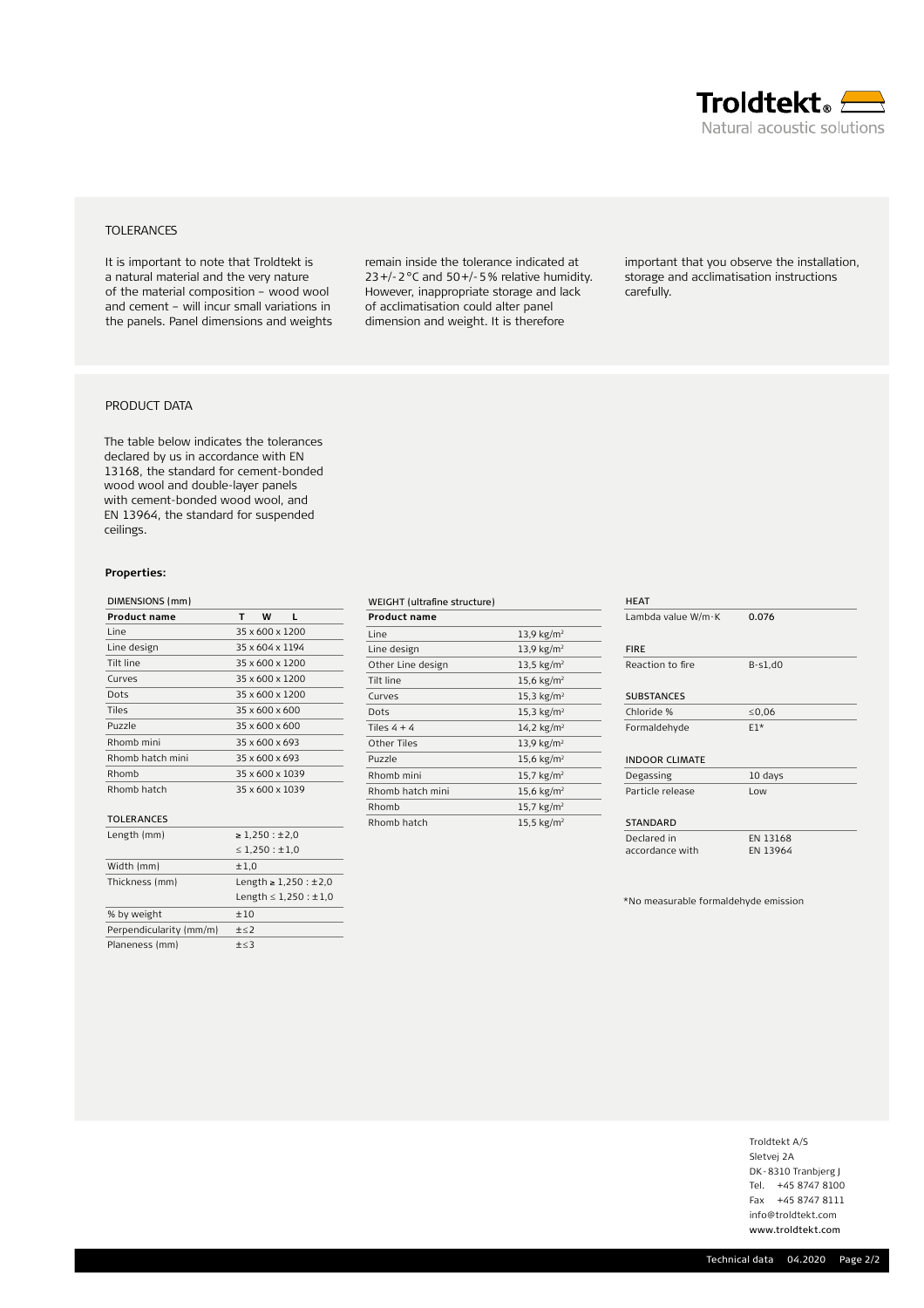## TOLERANCES

It is important to note that Troldtekt is a natural material and the very nature of the material composition – wood wool and cement – will incur small variations in the panels. Panel dimensions and weights remain inside the tolerance indicated at 23+/- 2°C and 50+/- 5% relative humidity. However, inappropriate storage and lack of acclimatisation could alter panel dimension and weight. It is therefore important that you observe the installation, storage and acclimatisation instructions carefully.

## PRODUCT DATA

The table below indicates the tolerances declared by us in accordance with EN 13168, the standard for cement-bonded wood wool and double-layer panels with cement-bonded wood wool, and EN 13964, the standard for suspended ceilings.

**Properties:**

DIMENSIONS (mm)

| Product name | T W L |
|---|---|
| Line | 35 x 600 x 1200 |
| Line design | 35 x 604 x 1194 |
| Tilt line | 35 x 600 x 1200 |
| Curves | 35 x 600 x 1200 |
| Dots | 35 x 600 x 1200 |
| Tiles | 35 x 600 x 600 |
| Puzzle | 35 x 600 x 600 |
| Rhomb mini | 35 x 600 x 693 |
| Rhomb hatch mini | 35 x 600 x 693 |
| Rhomb | 35 x 600 x 1039 |
| Rhomb hatch | 35 x 600 x 1039 |

TOLERANCES

| | |
|---|---|
| Length (mm) | ≥ 1,250 : ±2,0<br>≤ 1,250 : ±1,0 |
| Width (mm) | ±1,0 |
| Thickness (mm) | Length ≥ 1,250 : ±2,0<br>Length ≤ 1,250 : ±1,0 |
| % by weight | ±10 |
| Perpendicularity (mm/m) | ±≤2 |
| Planeness (mm) | ±≤3 |

WEIGHT (ultrafine structure)

| Product name | |
|---|---|
| Line | 13,9 kg/m² |
| Line design | 13,9 kg/m² |
| Other Line design | 13,5 kg/m² |
| Tilt line | 15,6 kg/m² |
| Curves | 15,3 kg/m² |
| Dots | 15,3 kg/m² |
| Tiles 4 + 4 | 14,2 kg/m² |
| Other Tiles | 13,9 kg/m² |
| Puzzle | 15,6 kg/m² |
| Rhomb mini | 15,7 kg/m² |
| Rhomb hatch mini | 15,6 kg/m² |
| Rhomb | 15,7 kg/m² |
| Rhomb hatch | 15,5 kg/m² |

| HEAT | |
|---|---|
| Lambda value W/m·K | 0.076 |
| **FIRE** | |
| Reaction to fire | B-s1,d0 |
| **SUBSTANCES** | |
| Chloride % | ≤0,06 |
| Formaldehyde | E1* |
| **INDOOR CLIMATE** | |
| Degassing | 10 days |
| Particle release | Low |
| **STANDARD** | |
| Declared in accordance with | EN 13168<br>EN 13964 |

*No measurable formaldehyde emission

Troldtekt A/S
Sletvej 2A
DK-8310 Tranbjerg J
Tel. +45 8747 8100
Fax +45 8747 8111
info@troldtekt.com
www.troldtekt.com